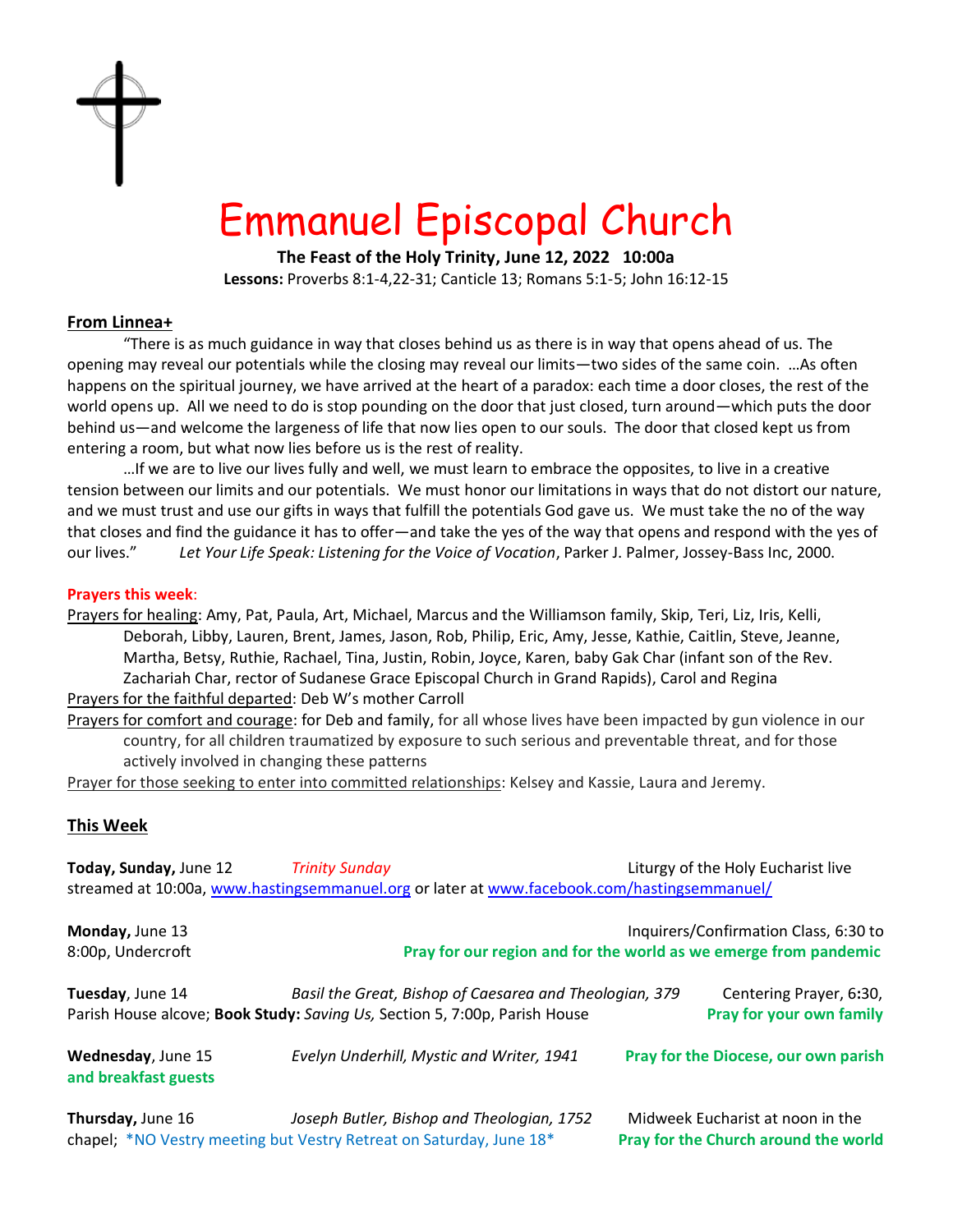# Emmanuel Episcopal Church

**The Feast of the Holy Trinity, June 12, 2022 10:00a**

**Lessons:** Proverbs 8:1-4,22-31; Canticle 13; Romans 5:1-5; John 16:12-15

## From Linnea+

"There is as much guidance in way that closes behind us as there is in way that opens ahead of us. The opening may reveal our potentials while the closing may reveal our limits—two sides of the same coin. …As often happens on the spiritual journey, we have arrived at the heart of a paradox: each time a door closes, the rest of the world opens up. All we need to do is stop pounding on the door that just closed, turn around—which puts the door behind us—and welcome the largeness of life that now lies open to our souls. The door that closed kept us from entering a room, but what now lies before us is the rest of reality.

…If we are to live our lives fully and well, we must learn to embrace the opposites, to live in a creative tension between our limits and our potentials. We must honor our limitations in ways that do not distort our nature, and we must trust and use our gifts in ways that fulfill the potentials God gave us. We must take the no of the way that closes and find the guidance it has to offer—and take the yes of the way that opens and respond with the yes of our lives." *Let Your Life Speak: Listening for the Voice of Vocation*, Parker J. Palmer, Jossey-Bass Inc, 2000.

**Prayers this week**:

Prayers for healing: Amy, Pat, Paula, Art, Michael, Marcus and the Williamson family, Skip, Teri, Liz, Iris, Kelli, Deborah, Libby, Lauren, Brent, James, Jason, Rob, Philip, Eric, Amy, Jesse, Kathie, Caitlin, Steve, Jeanne, Martha, Betsy, Ruthie, Rachael, Tina, Justin, Robin, Joyce, Karen, baby Gak Char (infant son of the Rev. Zachariah Char, rector of Sudanese Grace Episcopal Church in Grand Rapids), Carol and Regina

Prayers for the faithful departed: Deb W's mother Carroll

Prayers for comfort and courage: for Deb and family, for all whose lives have been impacted by gun violence in our country, for all children traumatized by exposure to such serious and preventable threat, and for those actively involved in changing these patterns

Prayer for those seeking to enter into committed relationships: Kelsey and Kassie, Laura and Jeremy.

## This Week

**Today, Sunday,** June 12 *Trinity Sunday* Liturgy of the Holy Eucharist live streamed at 10:00a, www.hastingsemmanuel.org or later at www.facebook.com/hastingsemmanuel/

**Monday,** June 13 Inquirers/Confirmation Class, 6:30 to 8:00p, Undercroft **Pray for our region and for the world as we emerge from pandemic**

**Tuesday**, June 14 *Basil the Great, Bishop of Caesarea and Theologian, 379* Centering Prayer, 6:30, Parish House alcove; **Book Study:** *Saving Us,* Section 5, 7:00p, Parish House **Pray for your own family**

**Wednesday**, June 15 *Evelyn Underhill, Mystic and Writer, 1941* **Pray for the Diocese, our own parish and breakfast guests**

**Thursday,** June 16 *Joseph Butler, Bishop and Theologian, 1752* Midweek Eucharist at noon in the chapel; \*NO Vestry meeting but Vestry Retreat on Saturday, June 18\* **Pray for the Church around the world**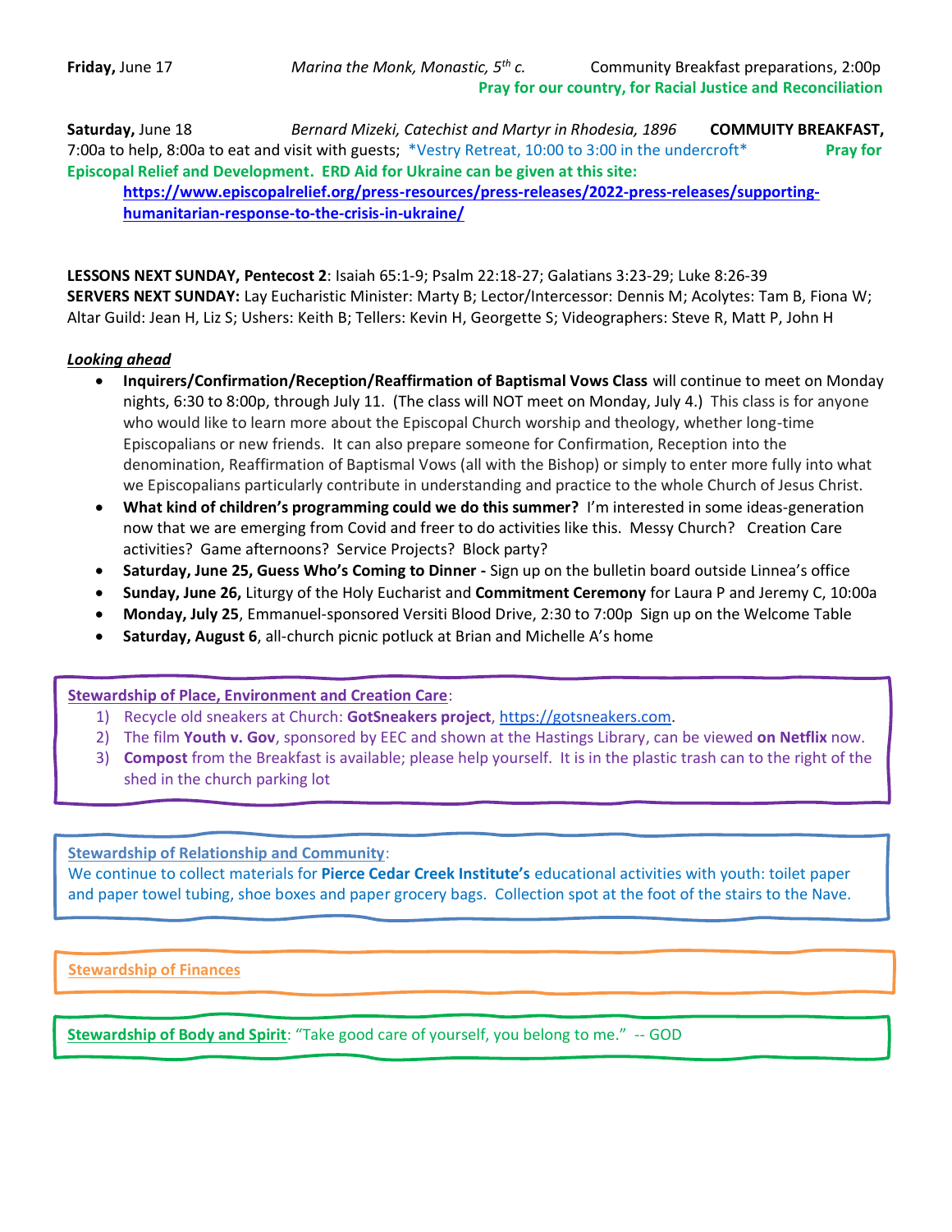**Friday,** June 17 *Marina the Monk, Monastic, 5th c.* Community Breakfast preparations, 2:00p
**Pray for our country, for Racial Justice and Reconciliation**

**Saturday,** June 18 *Bernard Mizeki, Catechist and Martyr in Rhodesia, 1896* **COMMUITY BREAKFAST,** 7:00a to help, 8:00a to eat and visit with guests; *Vestry Retreat, 10:00 to 3:00 in the undercroft* **Pray for Episcopal Relief and Development. ERD Aid for Ukraine can be given at this site:**

**https://www.episcopalrelief.org/press-resources/press-releases/2022-press-releases/supporting-humanitarian-response-to-the-crisis-in-ukraine/**

**LESSONS NEXT SUNDAY, Pentecost 2**: Isaiah 65:1-9; Psalm 22:18-27; Galatians 3:23-29; Luke 8:26-39
**SERVERS NEXT SUNDAY:** Lay Eucharistic Minister: Marty B; Lector/Intercessor: Dennis M; Acolytes: Tam B, Fiona W; Altar Guild: Jean H, Liz S; Ushers: Keith B; Tellers: Kevin H, Georgette S; Videographers: Steve R, Matt P, John H

***Looking ahead***

- **Inquirers/Confirmation/Reception/Reaffirmation of Baptismal Vows Class** will continue to meet on Monday nights, 6:30 to 8:00p, through July 11. (The class will NOT meet on Monday, July 4.) This class is for anyone who would like to learn more about the Episcopal Church worship and theology, whether long-time Episcopalians or new friends. It can also prepare someone for Confirmation, Reception into the denomination, Reaffirmation of Baptismal Vows (all with the Bishop) or simply to enter more fully into what we Episcopalians particularly contribute in understanding and practice to the whole Church of Jesus Christ.
- **What kind of children's programming could we do this summer?** I'm interested in some ideas-generation now that we are emerging from Covid and freer to do activities like this. Messy Church? Creation Care activities? Game afternoons? Service Projects? Block party?
- **Saturday, June 25, Guess Who's Coming to Dinner -** Sign up on the bulletin board outside Linnea's office
- **Sunday, June 26,** Liturgy of the Holy Eucharist and **Commitment Ceremony** for Laura P and Jeremy C, 10:00a
- **Monday, July 25**, Emmanuel-sponsored Versiti Blood Drive, 2:30 to 7:00p Sign up on the Welcome Table
- **Saturday, August 6**, all-church picnic potluck at Brian and Michelle A's home

**Stewardship of Place, Environment and Creation Care**:

1) Recycle old sneakers at Church: **GotSneakers project**, https://gotsneakers.com.
2) The film **Youth v. Gov**, sponsored by EEC and shown at the Hastings Library, can be viewed **on Netflix** now.
3) **Compost** from the Breakfast is available; please help yourself. It is in the plastic trash can to the right of the shed in the church parking lot

**Stewardship of Relationship and Community**:
We continue to collect materials for **Pierce Cedar Creek Institute's** educational activities with youth: toilet paper and paper towel tubing, shoe boxes and paper grocery bags. Collection spot at the foot of the stairs to the Nave.

**Stewardship of Finances**

**Stewardship of Body and Spirit**: "Take good care of yourself, you belong to me." -- GOD